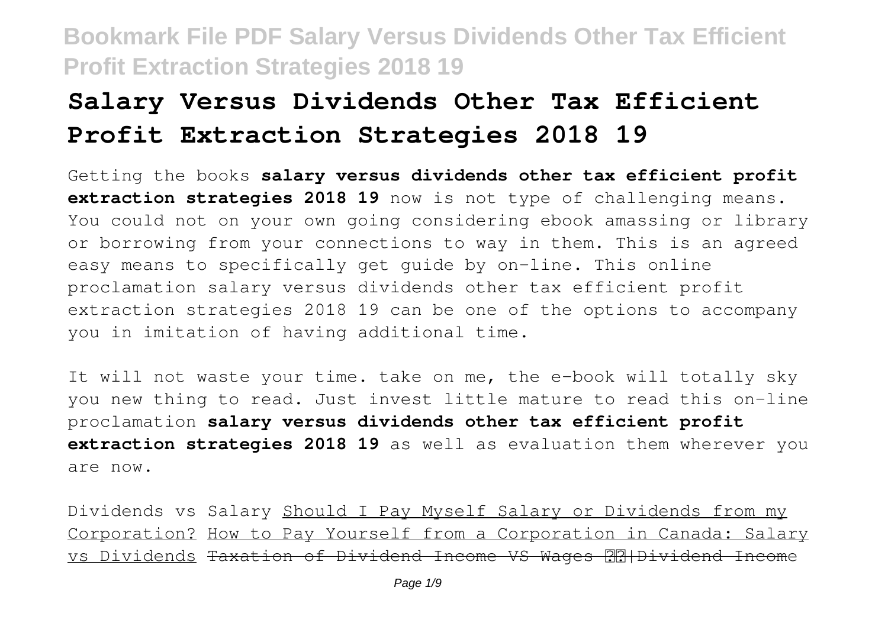# Salary Versus Dividends Other Tax Efficient Profit Extraction Strategies 2018 19

Getting the books **salary versus dividends other tax efficient profit extraction strategies 2018 19** now is not type of challenging means. You could not on your own going considering ebook amassing or library or borrowing from your connections to way in them. This is an agreed easy means to specifically get guide by on-line. This online proclamation salary versus dividends other tax efficient profit extraction strategies 2018 19 can be one of the options to accompany you in imitation of having additional time.

It will not waste your time. take on me, the e-book will totally sky you new thing to read. Just invest little mature to read this on-line proclamation **salary versus dividends other tax efficient profit extraction strategies 2018 19** as well as evaluation them wherever you are now.

Dividends vs Salary Should I Pay Myself Salary or Dividends from my Corporation? How to Pay Yourself from a Corporation in Canada: Salary vs Dividends ~~Taxation of Dividend Income VS Wages ??|Dividend Income~~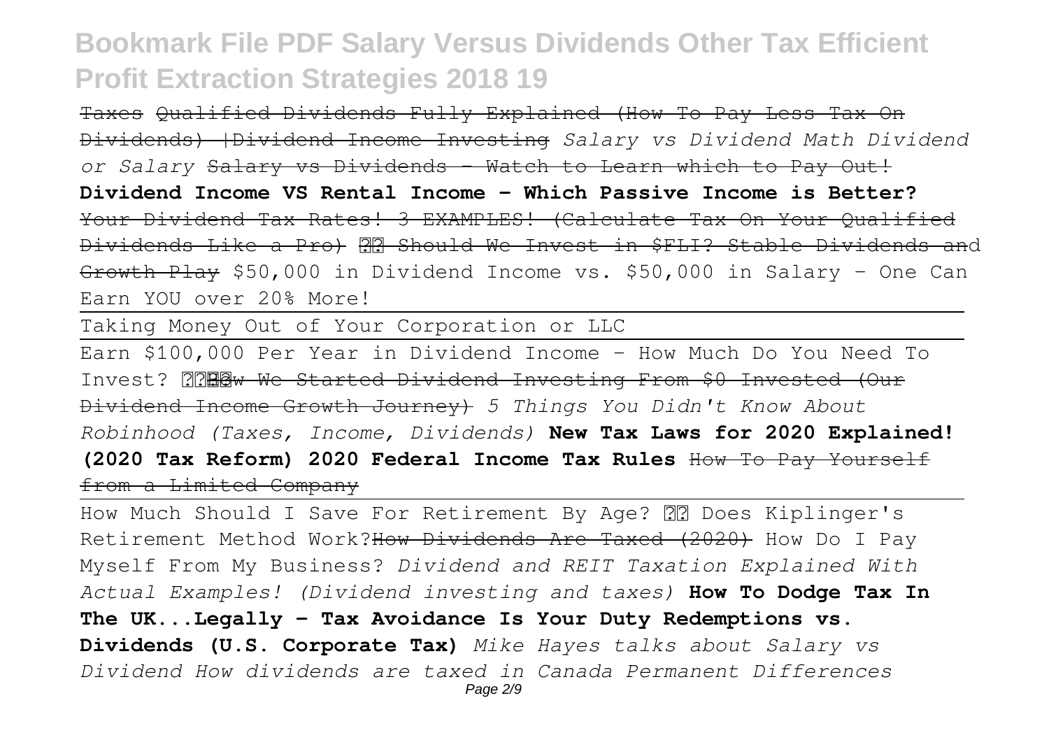Taxes ~~Qualified Dividends Fully Explained (How To Pay Less Tax On Dividends) |Dividend Income Investing~~ *Salary vs Dividend Math Dividend or Salary* ~~Salary vs Dividends - Watch to Learn which to Pay Out!~~ **Dividend Income VS Rental Income - Which Passive Income is Better?** ~~Your Dividend Tax Rates! 3 EXAMPLES! (Calculate Tax On Your Qualified Dividends Like a Pro)~~ ~~Should We Invest in $FLI? Stable Dividends and Growth Play~~ $50,000 in Dividend Income vs. $50,000 in Salary - One Can Earn YOU over 20% More!

Taking Money Out of Your Corporation or LLC

Earn $100,000 Per Year in Dividend Income - How Much Do You Need To Invest? ~~How We Started Dividend Investing From $0 Invested (Our Dividend Income Growth Journey)~~ *5 Things You Didn't Know About Robinhood (Taxes, Income, Dividends)* **New Tax Laws for 2020 Explained! (2020 Tax Reform) 2020 Federal Income Tax Rules** ~~How To Pay Yourself from a Limited Company~~

How Much Should I Save For Retirement By Age? Does Kiplinger's Retirement Method Work?~~How Dividends Are Taxed (2020)~~ How Do I Pay Myself From My Business? *Dividend and REIT Taxation Explained With Actual Examples! (Dividend investing and taxes)* **How To Dodge Tax In The UK...Legally - Tax Avoidance Is Your Duty Redemptions vs. Dividends (U.S. Corporate Tax)** *Mike Hayes talks about Salary vs Dividend How dividends are taxed in Canada Permanent Differences*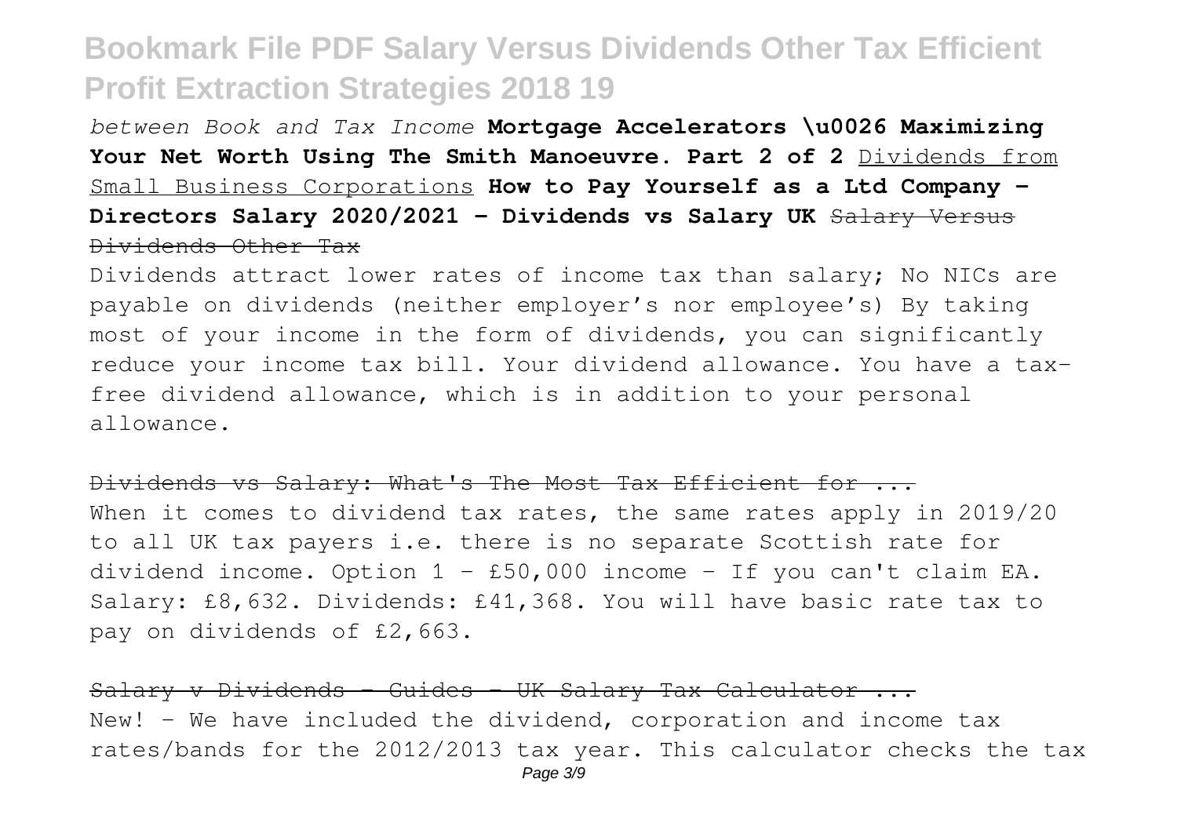*between Book and Tax Income* **Mortgage Accelerators \u0026 Maximizing Your Net Worth Using The Smith Manoeuvre. Part 2 of 2** Dividends from Small Business Corporations **How to Pay Yourself as a Ltd Company - Directors Salary 2020/2021 - Dividends vs Salary UK** ~~Salary Versus Dividends Other Tax~~

Dividends attract lower rates of income tax than salary; No NICs are payable on dividends (neither employer's nor employee's) By taking most of your income in the form of dividends, you can significantly reduce your income tax bill. Your dividend allowance. You have a tax-free dividend allowance, which is in addition to your personal allowance.

~~Dividends vs Salary: What's The Most Tax Efficient for ...~~

When it comes to dividend tax rates, the same rates apply in 2019/20 to all UK tax payers i.e. there is no separate Scottish rate for dividend income. Option 1 - £50,000 income - If you can't claim EA. Salary: £8,632. Dividends: £41,368. You will have basic rate tax to pay on dividends of £2,663.

~~Salary v Dividends - Guides - UK Salary Tax Calculator ...~~

New! - We have included the dividend, corporation and income tax rates/bands for the 2012/2013 tax year. This calculator checks the tax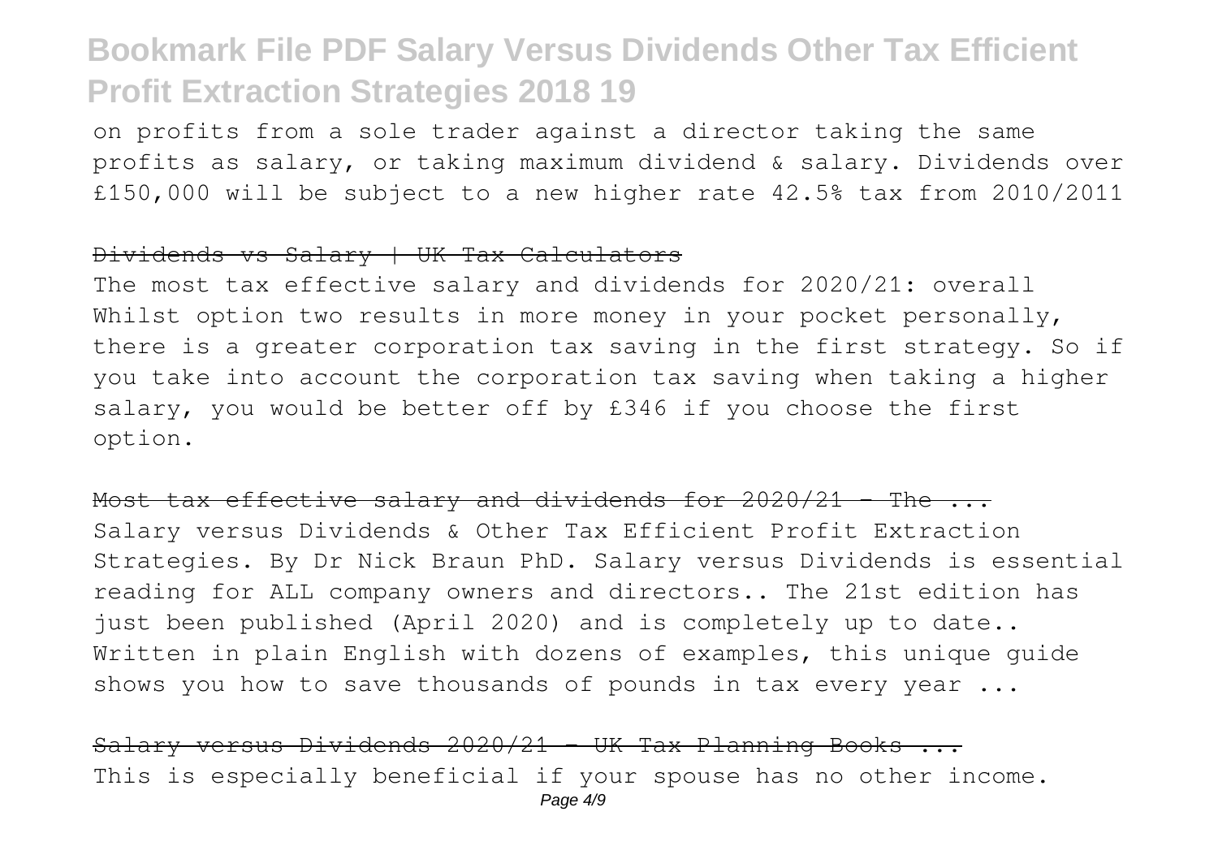on profits from a sole trader against a director taking the same profits as salary, or taking maximum dividend & salary. Dividends over £150,000 will be subject to a new higher rate 42.5% tax from 2010/2011

## ~~Dividends vs Salary | UK Tax Calculators~~

The most tax effective salary and dividends for 2020/21: overall Whilst option two results in more money in your pocket personally, there is a greater corporation tax saving in the first strategy. So if you take into account the corporation tax saving when taking a higher salary, you would be better off by £346 if you choose the first option.

## ~~Most tax effective salary and dividends for 2020/21 - The ...~~

Salary versus Dividends & Other Tax Efficient Profit Extraction Strategies. By Dr Nick Braun PhD. Salary versus Dividends is essential reading for ALL company owners and directors.. The 21st edition has just been published (April 2020) and is completely up to date.. Written in plain English with dozens of examples, this unique guide shows you how to save thousands of pounds in tax every year ...

## ~~Salary versus Dividends 2020/21 - UK Tax Planning Books ...~~

This is especially beneficial if your spouse has no other income.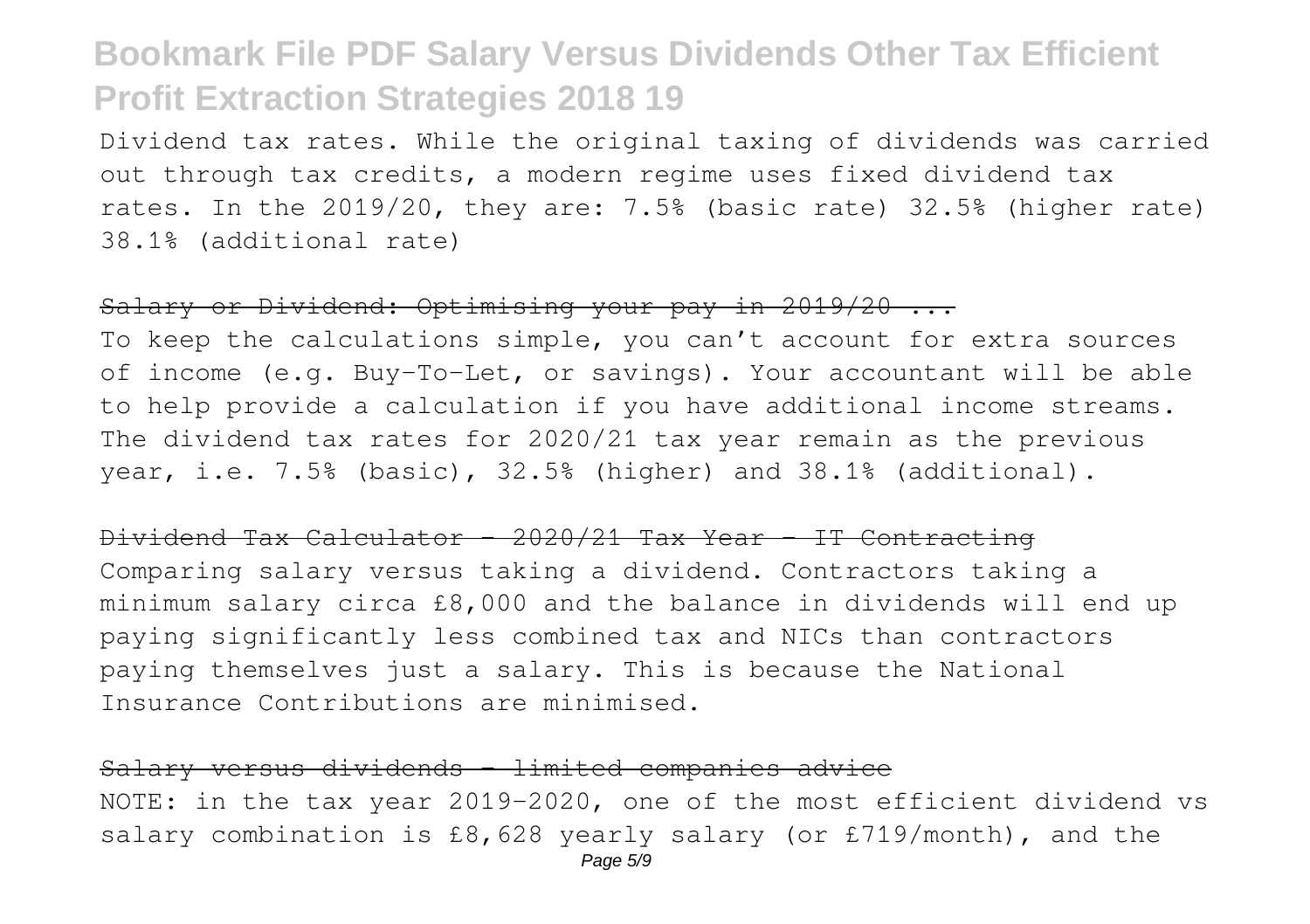Dividend tax rates. While the original taxing of dividends was carried out through tax credits, a modern regime uses fixed dividend tax rates. In the 2019/20, they are: 7.5% (basic rate) 32.5% (higher rate) 38.1% (additional rate)

~~Salary or Dividend: Optimising your pay in 2019/20 ...~~

To keep the calculations simple, you can't account for extra sources of income (e.g. Buy-To-Let, or savings). Your accountant will be able to help provide a calculation if you have additional income streams. The dividend tax rates for 2020/21 tax year remain as the previous year, i.e. 7.5% (basic), 32.5% (higher) and 38.1% (additional).

~~Dividend Tax Calculator - 2020/21 Tax Year - IT Contracting~~

Comparing salary versus taking a dividend. Contractors taking a minimum salary circa £8,000 and the balance in dividends will end up paying significantly less combined tax and NICs than contractors paying themselves just a salary. This is because the National Insurance Contributions are minimised.

~~Salary versus dividends - limited companies advice~~

NOTE: in the tax year 2019-2020, one of the most efficient dividend vs salary combination is £8,628 yearly salary (or £719/month), and the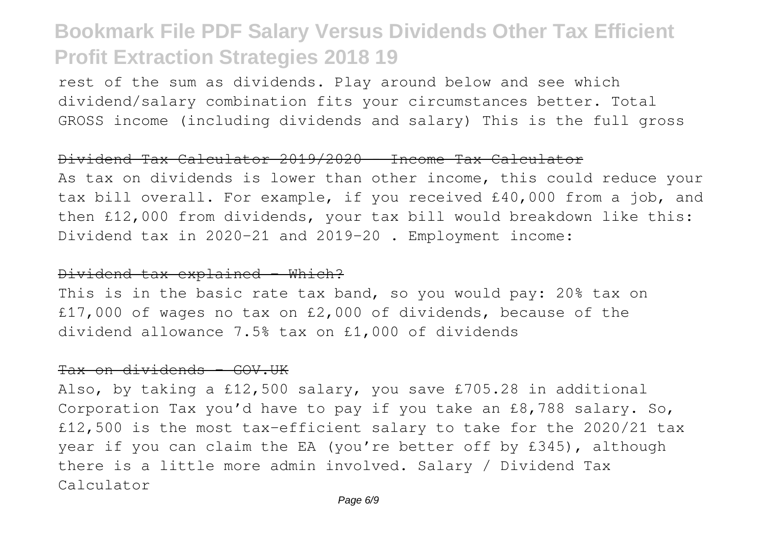rest of the sum as dividends. Play around below and see which dividend/salary combination fits your circumstances better. Total GROSS income (including dividends and salary) This is the full gross

~~Dividend Tax Calculator 2019/2020 - Income Tax Calculator~~

As tax on dividends is lower than other income, this could reduce your tax bill overall. For example, if you received £40,000 from a job, and then £12,000 from dividends, your tax bill would breakdown like this: Dividend tax in 2020-21 and 2019-20 . Employment income:

~~Dividend tax explained - Which?~~

This is in the basic rate tax band, so you would pay: 20% tax on £17,000 of wages no tax on £2,000 of dividends, because of the dividend allowance 7.5% tax on £1,000 of dividends

~~Tax on dividends - GOV.UK~~

Also, by taking a £12,500 salary, you save £705.28 in additional Corporation Tax you'd have to pay if you take an £8,788 salary. So, £12,500 is the most tax-efficient salary to take for the 2020/21 tax year if you can claim the EA (you're better off by £345), although there is a little more admin involved. Salary / Dividend Tax Calculator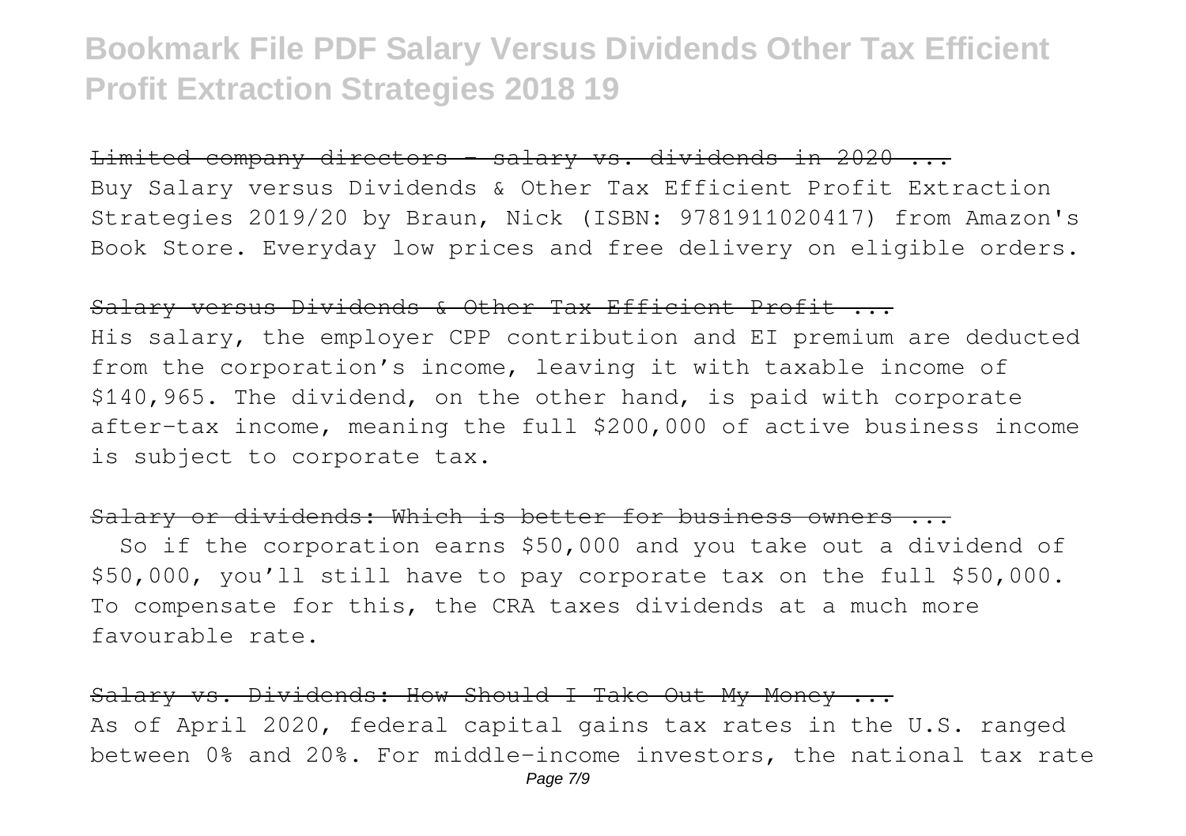~~Limited company directors - salary vs. dividends in 2020 ...~~

Buy Salary versus Dividends & Other Tax Efficient Profit Extraction Strategies 2019/20 by Braun, Nick (ISBN: 9781911020417) from Amazon's Book Store. Everyday low prices and free delivery on eligible orders.

~~Salary versus Dividends & Other Tax Efficient Profit ...~~

His salary, the employer CPP contribution and EI premium are deducted from the corporation's income, leaving it with taxable income of \$140,965. The dividend, on the other hand, is paid with corporate after-tax income, meaning the full \$200,000 of active business income is subject to corporate tax.

~~Salary or dividends: Which is better for business owners ...~~

So if the corporation earns \$50,000 and you take out a dividend of \$50,000, you'll still have to pay corporate tax on the full \$50,000. To compensate for this, the CRA taxes dividends at a much more favourable rate.

~~Salary vs. Dividends: How Should I Take Out My Money ...~~

As of April 2020, federal capital gains tax rates in the U.S. ranged between 0% and 20%. For middle-income investors, the national tax rate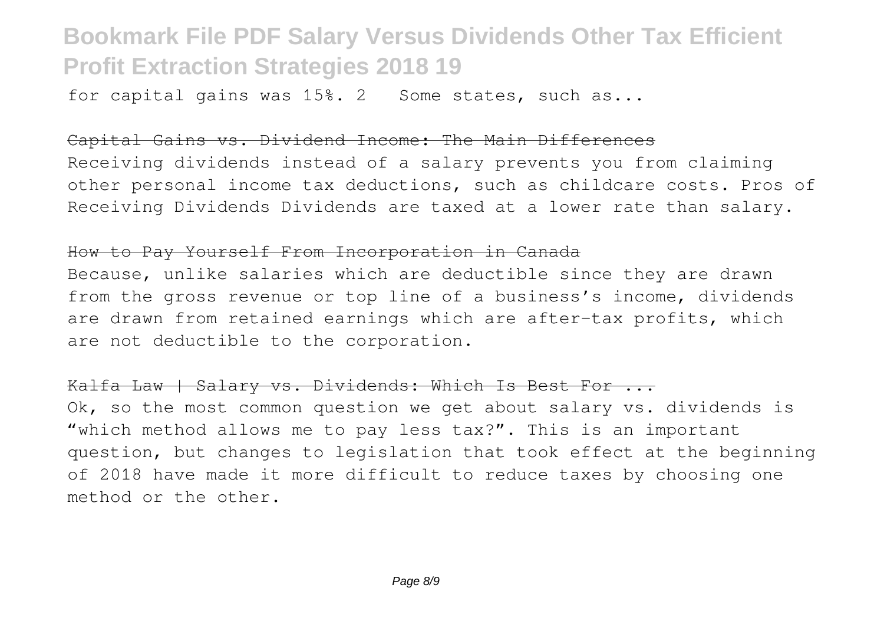for capital gains was 15%. 2 Some states, such as...

~~Capital Gains vs. Dividend Income: The Main Differences~~

Receiving dividends instead of a salary prevents you from claiming other personal income tax deductions, such as childcare costs. Pros of Receiving Dividends Dividends are taxed at a lower rate than salary.

~~How to Pay Yourself From Incorporation in Canada~~

Because, unlike salaries which are deductible since they are drawn from the gross revenue or top line of a business's income, dividends are drawn from retained earnings which are after-tax profits, which are not deductible to the corporation.

~~Kalfa Law | Salary vs. Dividends: Which Is Best For ...~~

Ok, so the most common question we get about salary vs. dividends is "which method allows me to pay less tax?". This is an important question, but changes to legislation that took effect at the beginning of 2018 have made it more difficult to reduce taxes by choosing one method or the other.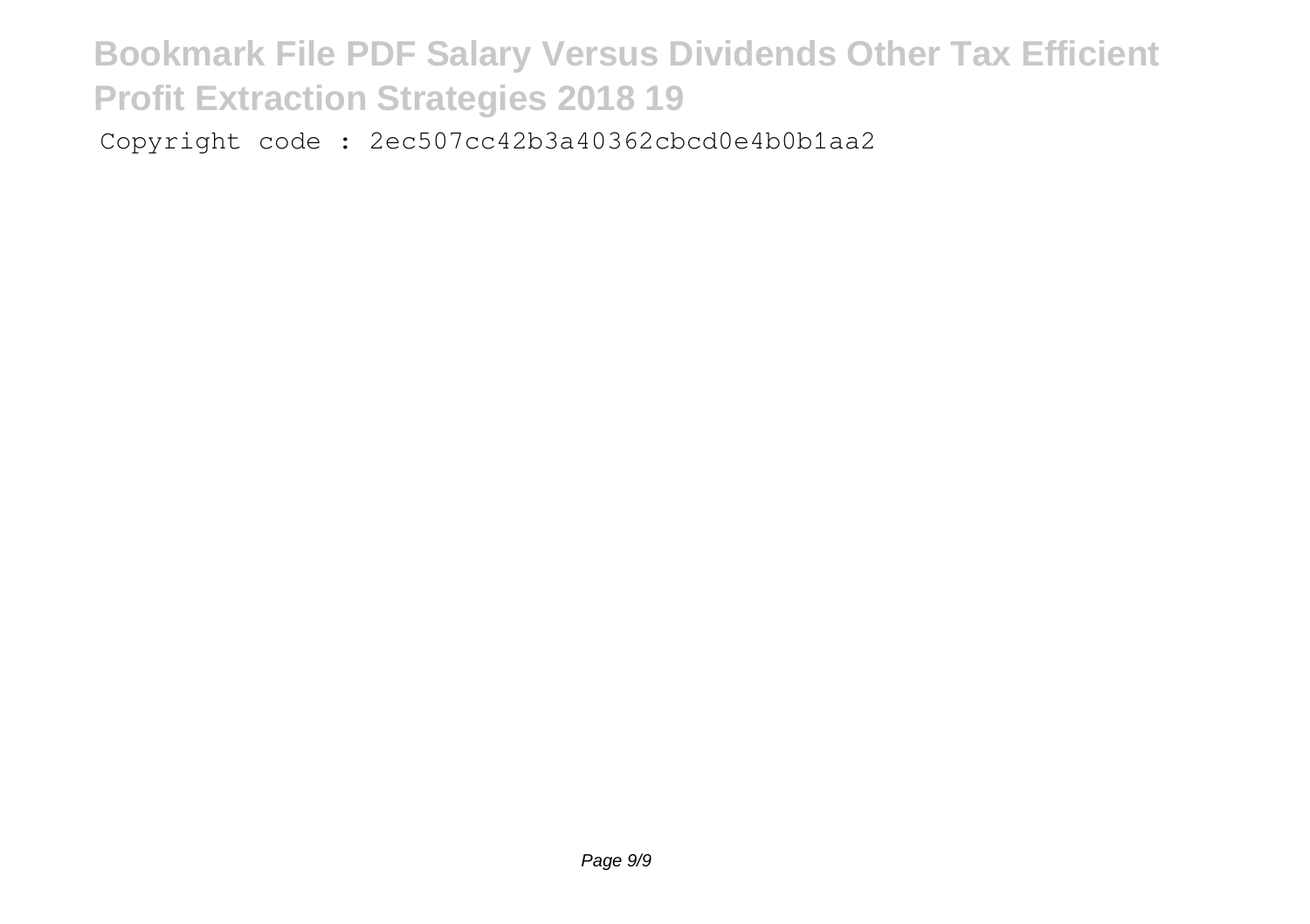Copyright code : 2ec507cc42b3a40362cbcd0e4b0b1aa2